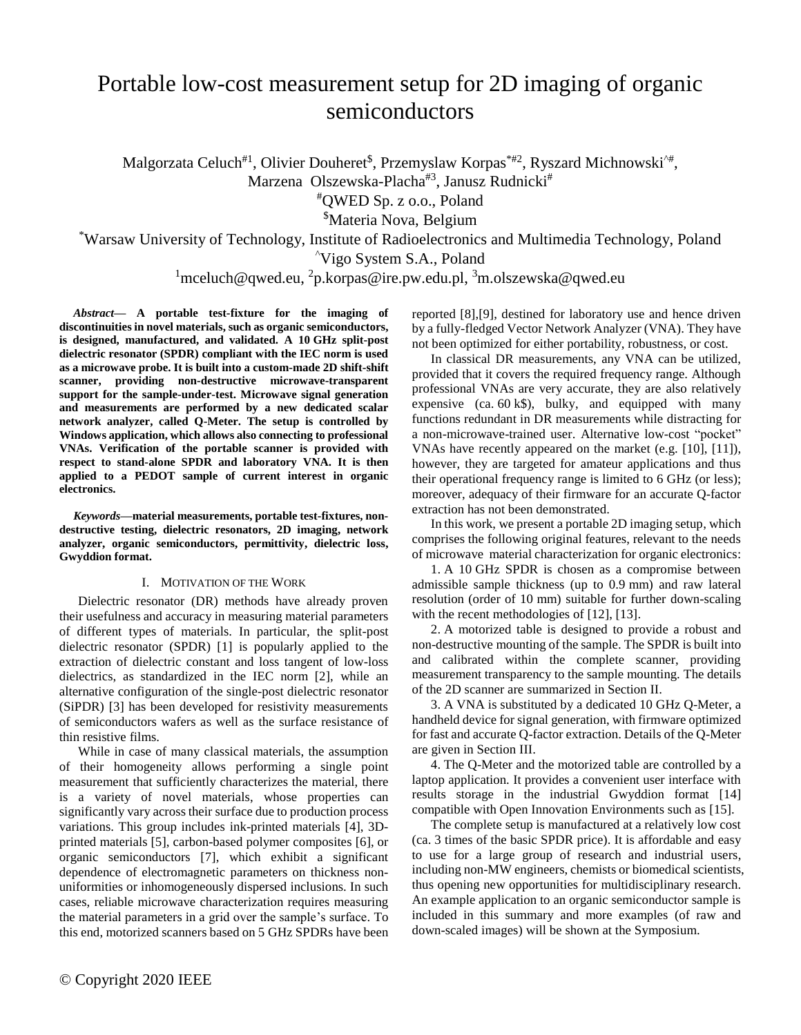# Portable low-cost measurement setup for 2D imaging of organic semiconductors

Malgorzata Celuch[#1], Olivier Douheret[$], Przemyslaw Korpas[*#2], Ryszard Michnowski[^#], Marzena Olszewska-Placha[#3], Janusz Rudnicki[#]

[#]QWED Sp. z o.o., Poland

[$]Materia Nova, Belgium

[*]Warsaw University of Technology, Institute of Radioelectronics and Multimedia Technology, Poland

[^]Vigo System S.A., Poland

[1]mceluch@qwed.eu, [2]p.korpas@ire.pw.edu.pl, [3]m.olszewska@qwed.eu

***Abstract*— A portable test-fixture for the imaging of discontinuities in novel materials, such as organic semiconductors, is designed, manufactured, and validated. A 10 GHz split-post dielectric resonator (SPDR) compliant with the IEC norm is used as a microwave probe. It is built into a custom-made 2D shift-shift scanner, providing non-destructive microwave-transparent support for the sample-under-test. Microwave signal generation and measurements are performed by a new dedicated scalar network analyzer, called Q-Meter. The setup is controlled by Windows application, which allows also connecting to professional VNAs. Verification of the portable scanner is provided with respect to stand-alone SPDR and laboratory VNA. It is then applied to a PEDOT sample of current interest in organic electronics.**

***Keywords*—material measurements, portable test-fixtures, non-destructive testing, dielectric resonators, 2D imaging, network analyzer, organic semiconductors, permittivity, dielectric loss, Gwyddion format.**

## I. Motivation of the Work

Dielectric resonator (DR) methods have already proven their usefulness and accuracy in measuring material parameters of different types of materials. In particular, the split-post dielectric resonator (SPDR) [1] is popularly applied to the extraction of dielectric constant and loss tangent of low-loss dielectrics, as standardized in the IEC norm [2], while an alternative configuration of the single-post dielectric resonator (SiPDR) [3] has been developed for resistivity measurements of semiconductors wafers as well as the surface resistance of thin resistive films.

While in case of many classical materials, the assumption of their homogeneity allows performing a single point measurement that sufficiently characterizes the material, there is a variety of novel materials, whose properties can significantly vary across their surface due to production process variations. This group includes ink-printed materials [4], 3D-printed materials [5], carbon-based polymer composites [6], or organic semiconductors [7], which exhibit a significant dependence of electromagnetic parameters on thickness non-uniformities or inhomogeneously dispersed inclusions. In such cases, reliable microwave characterization requires measuring the material parameters in a grid over the sample's surface. To this end, motorized scanners based on 5 GHz SPDRs have been reported [8],[9], destined for laboratory use and hence driven by a fully-fledged Vector Network Analyzer (VNA). They have not been optimized for either portability, robustness, or cost.

In classical DR measurements, any VNA can be utilized, provided that it covers the required frequency range. Although professional VNAs are very accurate, they are also relatively expensive (ca. 60 k$), bulky, and equipped with many functions redundant in DR measurements while distracting for a non-microwave-trained user. Alternative low-cost "pocket" VNAs have recently appeared on the market (e.g. [10], [11]), however, they are targeted for amateur applications and thus their operational frequency range is limited to 6 GHz (or less); moreover, adequacy of their firmware for an accurate Q-factor extraction has not been demonstrated.

In this work, we present a portable 2D imaging setup, which comprises the following original features, relevant to the needs of microwave material characterization for organic electronics:

1. A 10 GHz SPDR is chosen as a compromise between admissible sample thickness (up to 0.9 mm) and raw lateral resolution (order of 10 mm) suitable for further down-scaling with the recent methodologies of [12], [13].

2. A motorized table is designed to provide a robust and non-destructive mounting of the sample. The SPDR is built into and calibrated within the complete scanner, providing measurement transparency to the sample mounting. The details of the 2D scanner are summarized in Section II.

3. A VNA is substituted by a dedicated 10 GHz Q-Meter, a handheld device for signal generation, with firmware optimized for fast and accurate Q-factor extraction. Details of the Q-Meter are given in Section III.

4. The Q-Meter and the motorized table are controlled by a laptop application. It provides a convenient user interface with results storage in the industrial Gwyddion format [14] compatible with Open Innovation Environments such as [15].

The complete setup is manufactured at a relatively low cost (ca. 3 times of the basic SPDR price). It is affordable and easy to use for a large group of research and industrial users, including non-MW engineers, chemists or biomedical scientists, thus opening new opportunities for multidisciplinary research. An example application to an organic semiconductor sample is included in this summary and more examples (of raw and down-scaled images) will be shown at the Symposium.

© Copyright 2020 IEEE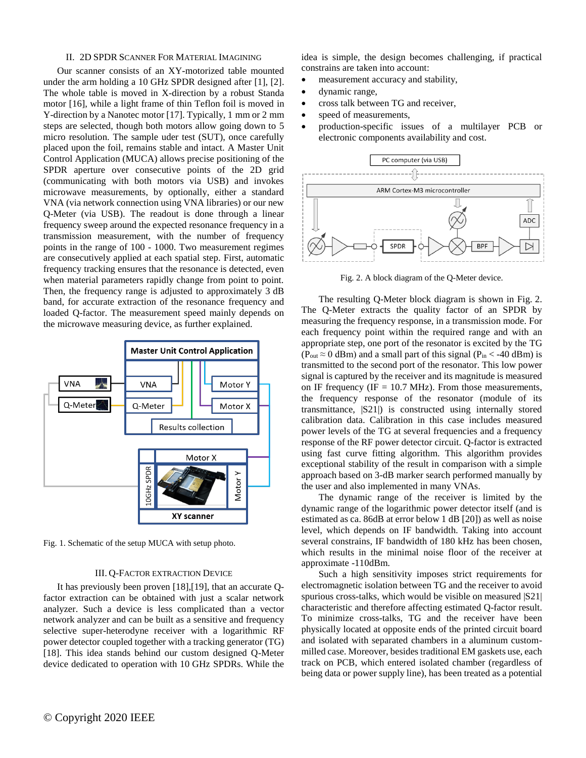## II. 2D SPDR Scanner For Material Imagining

Our scanner consists of an XY-motorized table mounted under the arm holding a 10 GHz SPDR designed after [1], [2]. The whole table is moved in X-direction by a robust Standa motor [16], while a light frame of thin Teflon foil is moved in Y-direction by a Nanotec motor [17]. Typically, 1 mm or 2 mm steps are selected, though both motors allow going down to 5 micro resolution. The sample uder test (SUT), once carefully placed upon the foil, remains stable and intact. A Master Unit Control Application (MUCA) allows precise positioning of the SPDR aperture over consecutive points of the 2D grid (communicating with both motors via USB) and invokes microwave measurements, by optionally, either a standard VNA (via network connection using VNA libraries) or our new Q-Meter (via USB). The readout is done through a linear frequency sweep around the expected resonance frequency in a transmission measurement, with the number of frequency points in the range of 100 - 1000. Two measurement regimes are consecutively applied at each spatial step. First, automatic frequency tracking ensures that the resonance is detected, even when material parameters rapidly change from point to point. Then, the frequency range is adjusted to approximately 3 dB band, for accurate extraction of the resonance frequency and loaded Q-factor. The measurement speed mainly depends on the microwave measuring device, as further explained.

Fig. 1. Schematic of the setup MUCA with setup photo.

## III. Q-Factor Extraction Device

It has previously been proven [18],[19], that an accurate Q-factor extraction can be obtained with just a scalar network analyzer. Such a device is less complicated than a vector network analyzer and can be built as a sensitive and frequency selective super-heterodyne receiver with a logarithmic RF power detector coupled together with a tracking generator (TG) [18]. This idea stands behind our custom designed Q-Meter device dedicated to operation with 10 GHz SPDRs. While the idea is simple, the design becomes challenging, if practical constrains are taken into account:

- measurement accuracy and stability,
- dynamic range,
- cross talk between TG and receiver,
- speed of measurements,
- production-specific issues of a multilayer PCB or electronic components availability and cost.

Fig. 2. A block diagram of the Q-Meter device.

The resulting Q-Meter block diagram is shown in Fig. 2. The Q-Meter extracts the quality factor of an SPDR by measuring the frequency response, in a transmission mode. For each frequency point within the required range and with an appropriate step, one port of the resonator is excited by the TG ($P_{out} \approx 0$ dBm) and a small part of this signal ($P_{in} < -40$ dBm) is transmitted to the second port of the resonator. This low power signal is captured by the receiver and its magnitude is measured on IF frequency (IF = 10.7 MHz). From those measurements, the frequency response of the resonator (module of its transmittance, |S21|) is constructed using internally stored calibration data. Calibration in this case includes measured power levels of the TG at several frequencies and a frequency response of the RF power detector circuit. Q-factor is extracted using fast curve fitting algorithm. This algorithm provides exceptional stability of the result in comparison with a simple approach based on 3-dB marker search performed manually by the user and also implemented in many VNAs.

The dynamic range of the receiver is limited by the dynamic range of the logarithmic power detector itself (and is estimated as ca. 86dB at error below 1 dB [20]) as well as noise level, which depends on IF bandwidth. Taking into account several constrains, IF bandwidth of 180 kHz has been chosen, which results in the minimal noise floor of the receiver at approximate -110dBm.

Such a high sensitivity imposes strict requirements for electromagnetic isolation between TG and the receiver to avoid spurious cross-talks, which would be visible on measured |S21| characteristic and therefore affecting estimated Q-factor result. To minimize cross-talks, TG and the receiver have been physically located at opposite ends of the printed circuit board and isolated with separated chambers in a aluminum custom-milled case. Moreover, besides traditional EM gaskets use, each track on PCB, which entered isolated chamber (regardless of being data or power supply line), has been treated as a potential

© Copyright 2020 IEEE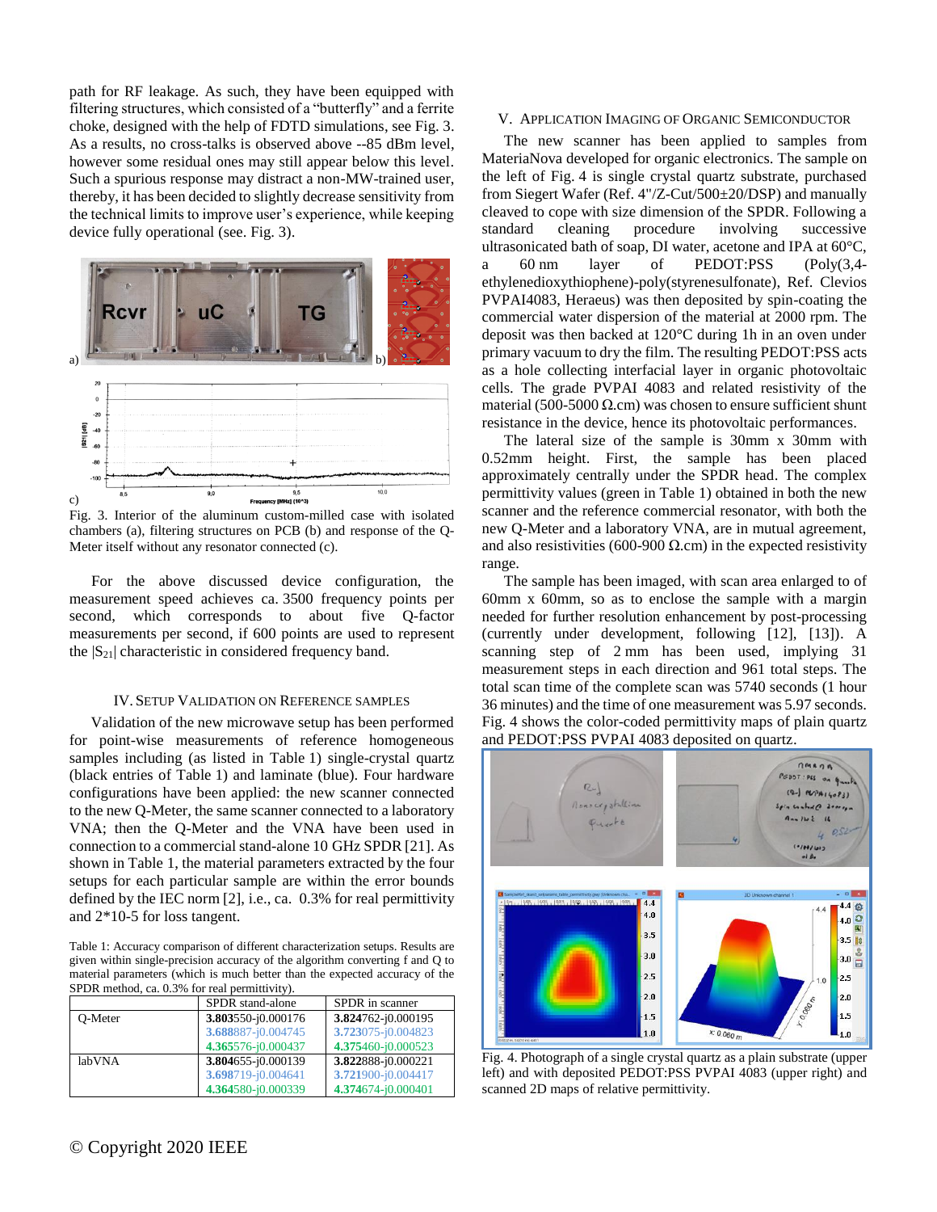path for RF leakage. As such, they have been equipped with filtering structures, which consisted of a "butterfly" and a ferrite choke, designed with the help of FDTD simulations, see Fig. 3. As a results, no cross-talks is observed above --85 dBm level, however some residual ones may still appear below this level. Such a spurious response may distract a non-MW-trained user, thereby, it has been decided to slightly decrease sensitivity from the technical limits to improve user's experience, while keeping device fully operational (see. Fig. 3).

Fig. 3. Interior of the aluminum custom-milled case with isolated chambers (a), filtering structures on PCB (b) and response of the Q-Meter itself without any resonator connected (c).

For the above discussed device configuration, the measurement speed achieves ca. 3500 frequency points per second, which corresponds to about five Q-factor measurements per second, if 600 points are used to represent the $|S_{21}|$ characteristic in considered frequency band.

## IV. Setup Validation on Reference Samples

Validation of the new microwave setup has been performed for point-wise measurements of reference homogeneous samples including (as listed in Table 1) single-crystal quartz (black entries of Table 1) and laminate (blue). Four hardware configurations have been applied: the new scanner connected to the new Q-Meter, the same scanner connected to a laboratory VNA; then the Q-Meter and the VNA have been used in connection to a commercial stand-alone 10 GHz SPDR [21]. As shown in Table 1, the material parameters extracted by the four setups for each particular sample are within the error bounds defined by the IEC norm [2], i.e., ca. 0.3% for real permittivity and 2*10-5 for loss tangent.

Table 1: Accuracy comparison of different characterization setups. Results are given within single-precision accuracy of the algorithm converting f and Q to material parameters (which is much better than the expected accuracy of the SPDR method, ca. 0.3% for real permittivity).

| | SPDR stand-alone | SPDR in scanner |
|---|---|---|
| Q-Meter | **3.803**550-j0.000176<br>**3.688**887-j0.004745<br>**4.365**576-j0.000437 | **3.824**762-j0.000195<br>**3.723**075-j0.004823<br>**4.375**460-j0.000523 |
| labVNA | **3.804**655-j0.000139<br>**3.698**719-j0.004641<br>**4.364**580-j0.000339 | **3.822**888-j0.000221<br>**3.721**900-j0.004417<br>**4.374**674-j0.000401 |

## V. Application Imaging of Organic Semiconductor

The new scanner has been applied to samples from MateriaNova developed for organic electronics. The sample on the left of Fig. 4 is single crystal quartz substrate, purchased from Siegert Wafer (Ref. 4"/Z-Cut/500±20/DSP) and manually cleaved to cope with size dimension of the SPDR. Following a standard cleaning procedure involving successive ultrasonicated bath of soap, DI water, acetone and IPA at 60°C, a 60 nm layer of PEDOT:PSS (Poly(3,4-ethylenedioxythiophene)-poly(styrenesulfonate), Ref. Clevios PVPAI4083, Heraeus) was then deposited by spin-coating the commercial water dispersion of the material at 2000 rpm. The deposit was then backed at 120°C during 1h in an oven under primary vacuum to dry the film. The resulting PEDOT:PSS acts as a hole collecting interfacial layer in organic photovoltaic cells. The grade PVPAI 4083 and related resistivity of the material (500-5000 Ω.cm) was chosen to ensure sufficient shunt resistance in the device, hence its photovoltaic performances.

The lateral size of the sample is 30mm x 30mm with 0.52mm height. First, the sample has been placed approximately centrally under the SPDR head. The complex permittivity values (green in Table 1) obtained in both the new scanner and the reference commercial resonator, with both the new Q-Meter and a laboratory VNA, are in mutual agreement, and also resistivities (600-900 Ω.cm) in the expected resistivity range.

The sample has been imaged, with scan area enlarged to of 60mm x 60mm, so as to enclose the sample with a margin needed for further resolution enhancement by post-processing (currently under development, following [12], [13]). A scanning step of 2 mm has been used, implying 31 measurement steps in each direction and 961 total steps. The total scan time of the complete scan was 5740 seconds (1 hour 36 minutes) and the time of one measurement was 5.97 seconds. Fig. 4 shows the color-coded permittivity maps of plain quartz and PEDOT:PSS PVPAI 4083 deposited on quartz.

Fig. 4. Photograph of a single crystal quartz as a plain substrate (upper left) and with deposited PEDOT:PSS PVPAI 4083 (upper right) and scanned 2D maps of relative permittivity.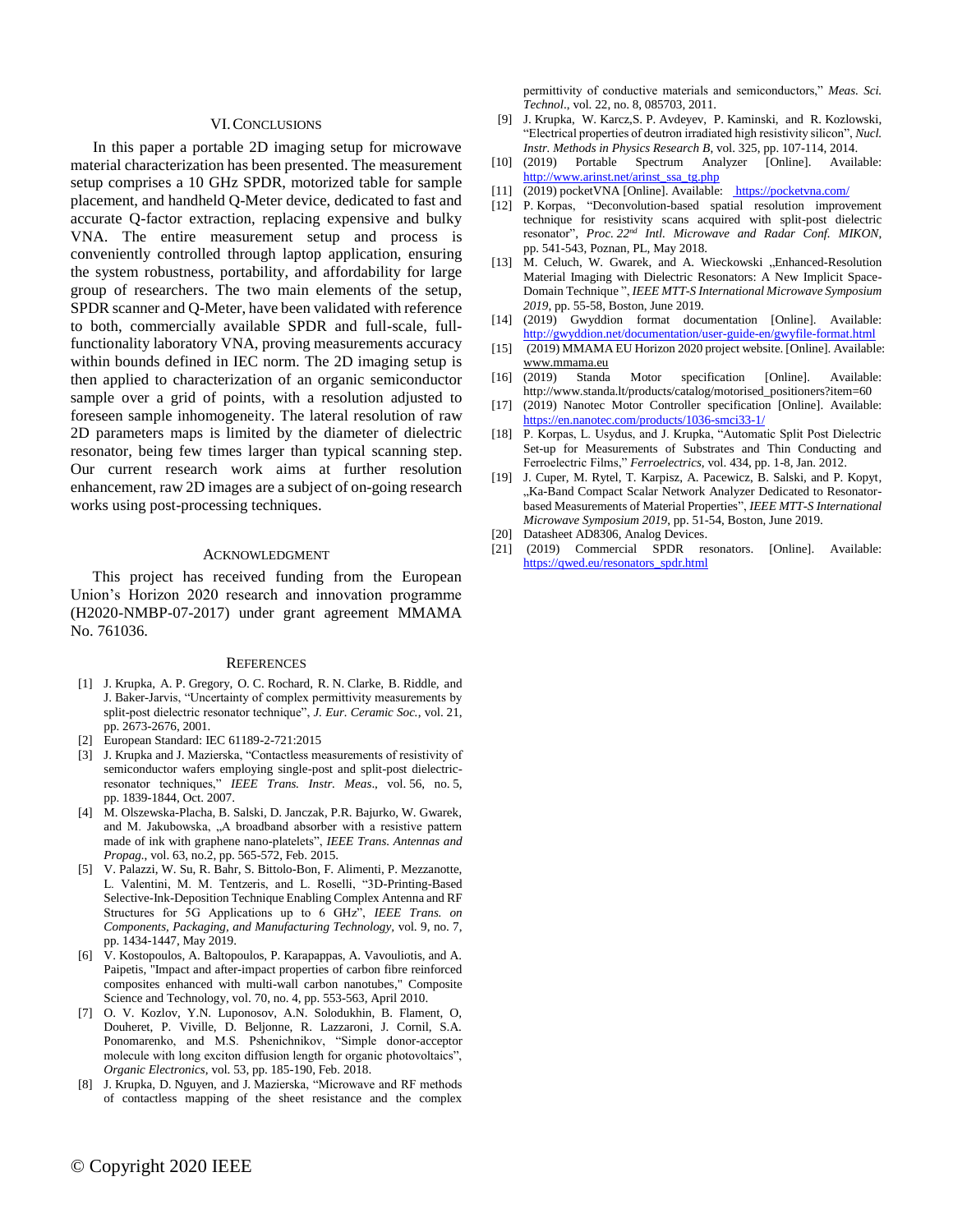## VI. Conclusions

In this paper a portable 2D imaging setup for microwave material characterization has been presented. The measurement setup comprises a 10 GHz SPDR, motorized table for sample placement, and handheld Q-Meter device, dedicated to fast and accurate Q-factor extraction, replacing expensive and bulky VNA. The entire measurement setup and process is conveniently controlled through laptop application, ensuring the system robustness, portability, and affordability for large group of researchers. The two main elements of the setup, SPDR scanner and Q-Meter, have been validated with reference to both, commercially available SPDR and full-scale, full-functionality laboratory VNA, proving measurements accuracy within bounds defined in IEC norm. The 2D imaging setup is then applied to characterization of an organic semiconductor sample over a grid of points, with a resolution adjusted to foreseen sample inhomogeneity. The lateral resolution of raw 2D parameters maps is limited by the diameter of dielectric resonator, being few times larger than typical scanning step. Our current research work aims at further resolution enhancement, raw 2D images are a subject of on-going research works using post-processing techniques.

## Acknowledgment

This project has received funding from the European Union's Horizon 2020 research and innovation programme (H2020-NMBP-07-2017) under grant agreement MMAMA No. 761036.

## References

[1] J. Krupka, A. P. Gregory, O. C. Rochard, R. N. Clarke, B. Riddle, and J. Baker-Jarvis, "Uncertainty of complex permittivity measurements by split-post dielectric resonator technique", *J. Eur. Ceramic Soc.*, vol. 21, pp. 2673-2676, 2001.

[2] European Standard: IEC 61189-2-721:2015

[3] J. Krupka and J. Mazierska, "Contactless measurements of resistivity of semiconductor wafers employing single-post and split-post dielectric-resonator techniques," *IEEE Trans. Instr. Meas.*, vol. 56, no. 5, pp. 1839-1844, Oct. 2007.

[4] M. Olszewska-Placha, B. Salski, D. Janczak, P.R. Bajurko, W. Gwarek, and M. Jakubowska, „A broadband absorber with a resistive pattern made of ink with graphene nano-platelets", *IEEE Trans. Antennas and Propag.*, vol. 63, no.2, pp. 565-572, Feb. 2015.

[5] V. Palazzi, W. Su, R. Bahr, S. Bittolo-Bon, F. Alimenti, P. Mezzanotte, L. Valentini, M. M. Tentzeris, and L. Roselli, "3D-Printing-Based Selective-Ink-Deposition Technique Enabling Complex Antenna and RF Structures for 5G Applications up to 6 GHz", *IEEE Trans. on Components, Packaging, and Manufacturing Technology*, vol. 9, no. 7, pp. 1434-1447, May 2019.

[6] V. Kostopoulos, A. Baltopoulos, P. Karapappas, A. Vavouliotis, and A. Paipetis, "Impact and after-impact properties of carbon fibre reinforced composites enhanced with multi-wall carbon nanotubes," Composite Science and Technology, vol. 70, no. 4, pp. 553-563, April 2010.

[7] O. V. Kozlov, Y.N. Luponosov, A.N. Solodukhin, B. Flament, O, Douheret, P. Viville, D. Beljonne, R. Lazzaroni, J. Cornil, S.A. Ponomarenko, and M.S. Pshenichnikov, "Simple donor-acceptor molecule with long exciton diffusion length for organic photovoltaics", *Organic Electronics*, vol. 53, pp. 185-190, Feb. 2018.

[8] J. Krupka, D. Nguyen, and J. Mazierska, "Microwave and RF methods of contactless mapping of the sheet resistance and the complex permittivity of conductive materials and semiconductors," *Meas. Sci. Technol.*, vol. 22, no. 8, 085703, 2011.

[9] J. Krupka, W. Karcz,S. P. Avdeyev, P. Kaminski, and R. Kozlowski, "Electrical properties of deutron irradiated high resistivity silicon", *Nucl. Instr. Methods in Physics Research B*, vol. 325, pp. 107-114, 2014.

[10] (2019) Portable Spectrum Analyzer [Online]. Available: http://www.arinst.net/arinst_ssa_tg.php

[11] (2019) pocketVNA [Online]. Available: https://pocketvna.com/

[12] P. Korpas, "Deconvolution-based spatial resolution improvement technique for resistivity scans acquired with split-post dielectric resonator", *Proc. 22nd Intl. Microwave and Radar Conf. MIKON*, pp. 541-543, Poznan, PL, May 2018.

[13] M. Celuch, W. Gwarek, and A. Wieckowski „Enhanced-Resolution Material Imaging with Dielectric Resonators: A New Implicit Space-Domain Technique ", *IEEE MTT-S International Microwave Symposium 2019*, pp. 55-58, Boston, June 2019.

[14] (2019) Gwyddion format documentation [Online]. Available: http://gwyddion.net/documentation/user-guide-en/gwyfile-format.html

[15] (2019) MMAMA EU Horizon 2020 project website. [Online]. Available: www.mmama.eu

[16] (2019) Standa Motor specification [Online]. Available: http://www.standa.lt/products/catalog/motorised_positioners?item=60

[17] (2019) Nanotec Motor Controller specification [Online]. Available: https://en.nanotec.com/products/1036-smci33-1/

[18] P. Korpas, L. Usydus, and J. Krupka, "Automatic Split Post Dielectric Set-up for Measurements of Substrates and Thin Conducting and Ferroelectric Films," *Ferroelectrics*, vol. 434, pp. 1-8, Jan. 2012.

[19] J. Cuper, M. Rytel, T. Karpisz, A. Pacewicz, B. Salski, and P. Kopyt, „Ka-Band Compact Scalar Network Analyzer Dedicated to Resonator-based Measurements of Material Properties", *IEEE MTT-S International Microwave Symposium 2019*, pp. 51-54, Boston, June 2019.

[20] Datasheet AD8306, Analog Devices.

[21] (2019) Commercial SPDR resonators. [Online]. Available: https://qwed.eu/resonators_spdr.html

© Copyright 2020 IEEE